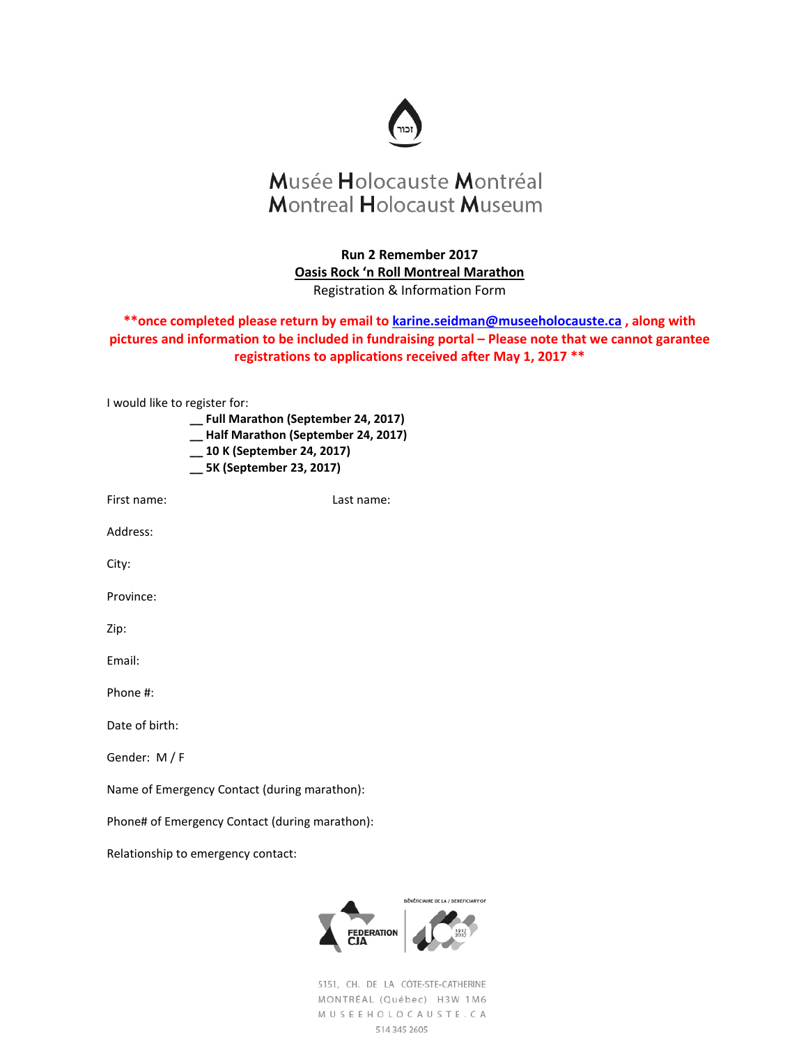Musée Holocauste Montréal
Montreal Holocaust Museum

**Run 2 Remember 2017**
**Oasis Rock 'n Roll Montreal Marathon**
Registration & Information Form

****once completed please return by email to karine.seidman@museeholocauste.ca , along with pictures and information to be included in fundraising portal – Please note that we cannot garantee registrations to applications received after May 1, 2017 ****

I would like to register for:

__ **Full Marathon (September 24, 2017)**
__ **Half Marathon (September 24, 2017)**
__ **10 K (September 24, 2017)**
__ **5K (September 23, 2017)**

First name: Last name:

Address:

City:

Province:

Zip:

Email:

Phone #:

Date of birth:

Gender: M / F

Name of Emergency Contact (during marathon):

Phone# of Emergency Contact (during marathon):

Relationship to emergency contact:

FEDERATION CJA

BÉNÉFICIAIRE DE LA / BENEFICIARY OF

5151, CH. DE LA CÔTE-STE-CATHERINE
MONTRÉAL (Québec) H3W 1M6
MUSEEHOLOCAUSTE.CA
514 345 2605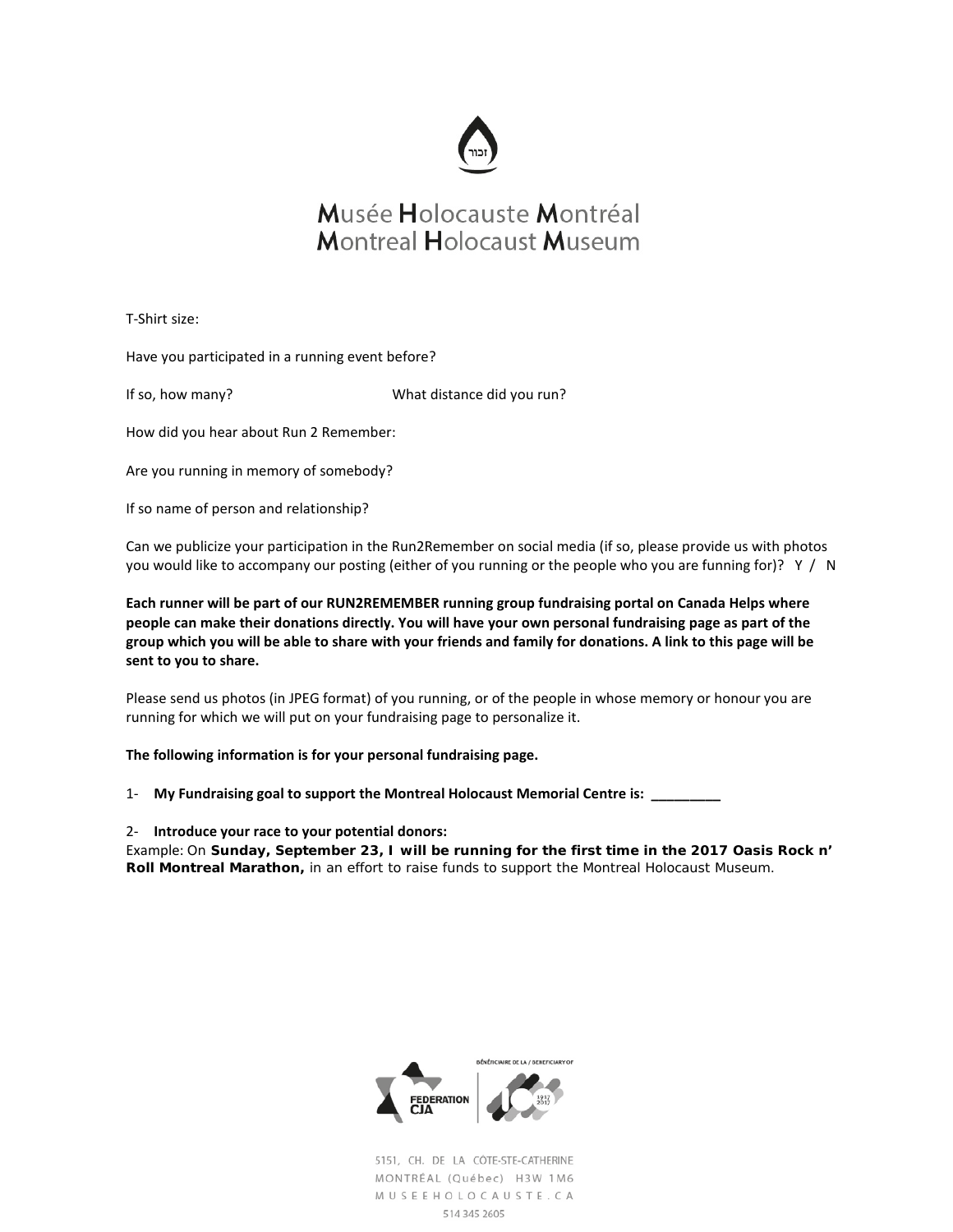Musée Holocauste Montréal
Montreal Holocaust Museum

T-Shirt size:

Have you participated in a running event before?

If so, how many? What distance did you run?

How did you hear about Run 2 Remember:

Are you running in memory of somebody?

If so name of person and relationship?

Can we publicize your participation in the Run2Remember on social media (if so, please provide us with photos you would like to accompany our posting (either of you running or the people who you are funning for)? Y / N

**Each runner will be part of our RUN2REMEMBER running group fundraising portal on Canada Helps where people can make their donations directly. You will have your own personal fundraising page as part of the group which you will be able to share with your friends and family for donations. A link to this page will be sent to you to share.**

Please send us photos (in JPEG format) of you running, or of the people in whose memory or honour you are running for which we will put on your fundraising page to personalize it.

**The following information is for your personal fundraising page.**

1- **My Fundraising goal to support the Montreal Holocaust Memorial Centre is: _________**

2- **Introduce your race to your potential donors:**
Example: On **Sunday, September 23, I will be running for the first time in the 2017 Oasis Rock n' Roll Montreal Marathon,** in an effort to raise funds to support the Montreal Holocaust Museum.

5151, CH. DE LA CÔTE-STE-CATHERINE
MONTRÉAL (Québec) H3W 1M6
MUSEEHOLOCAUSTE.CA
514 345 2605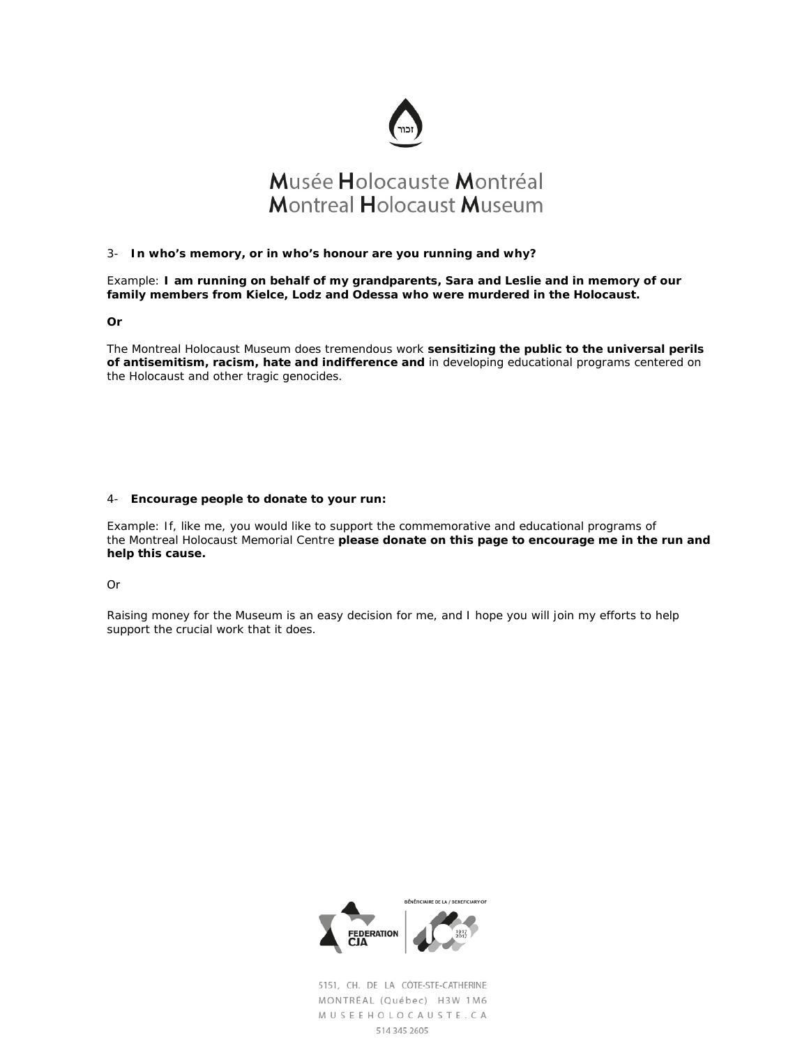Musée Holocauste Montréal
Montreal Holocaust Museum

3- **In who's memory, or in who's honour are you running and why?**

Example: **I am running on behalf of my grandparents, Sara and Leslie and in memory of our family members from Kielce, Lodz and Odessa who were murdered in the Holocaust.**

**Or**

The Montreal Holocaust Museum does tremendous work **sensitizing the public to the universal perils of antisemitism, racism, hate and indifference and** in developing educational programs centered on the Holocaust and other tragic genocides.

4- **Encourage people to donate to your run:**

Example: If, like me, you would like to support the commemorative and educational programs of the Montreal Holocaust Memorial Centre **please donate on this page to encourage me in the run and help this cause.**

Or

Raising money for the Museum is an easy decision for me, and I hope you will join my efforts to help support the crucial work that it does.

BÉNÉFICIAIRE DE LA / BENEFICIARY OF
FEDERATION CJA

5151, CH. DE LA CÔTE-STE-CATHERINE
MONTRÉAL (Québec) H3W 1M6
MUSEEHOLOCAUSTE.CA
514 345 2605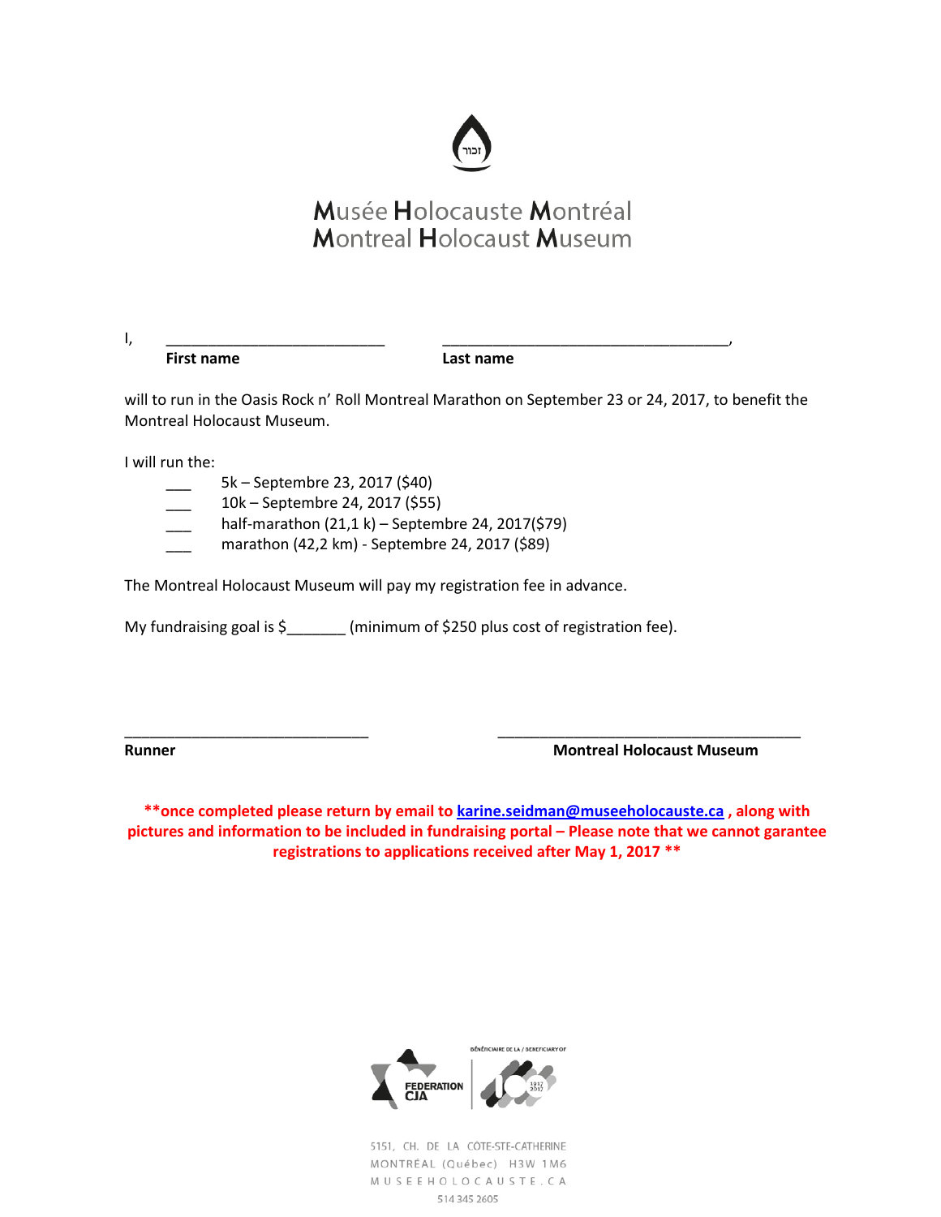Musée Holocauste Montréal
Montreal Holocaust Museum

I, ___________________________ ___________________________________,
**First name** **Last name**

will to run in the Oasis Rock n' Roll Montreal Marathon on September 23 or 24, 2017, to benefit the Montreal Holocaust Museum.

I will run the:

___ 5k – Septembre 23, 2017 ($40)
___ 10k – Septembre 24, 2017 ($55)
___ half-marathon (21,1 k) – Septembre 24, 2017($79)
___ marathon (42,2 km) - Septembre 24, 2017 ($89)

The Montreal Holocaust Museum will pay my registration fee in advance.

My fundraising goal is $_______ (minimum of $250 plus cost of registration fee).

______________________________ ______________________________________
**Runner** **Montreal Holocaust Museum**

**\*\*once completed please return by email to [karine.seidman@museeholocauste.ca](mailto:karine.seidman@museeholocauste.ca) , along with pictures and information to be included in fundraising portal – Please note that we cannot garantee registrations to applications received after May 1, 2017 \*\***

FEDERATION CJA
BÉNÉFICIAIRE DE LA / BENEFICIARY OF

5151, CH. DE LA CÔTE-STE-CATHERINE
MONTRÉAL (Québec) H3W 1M6
MUSEEHOLOCAUSTE.CA
514 345 2605